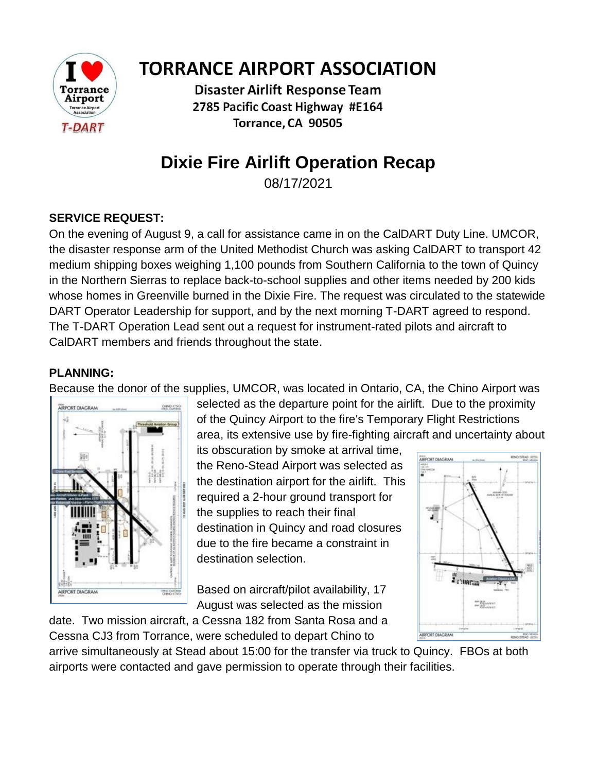# TORRANCE AIRPORT ASSOCIATION

**Disaster Airlift Response Team**
**2785 Pacific Coast Highway #E164**
**Torrance, CA 90505**

## Dixie Fire Airlift Operation Recap

08/17/2021

### SERVICE REQUEST:

On the evening of August 9, a call for assistance came in on the CalDART Duty Line. UMCOR, the disaster response arm of the United Methodist Church was asking CalDART to transport 42 medium shipping boxes weighing 1,100 pounds from Southern California to the town of Quincy in the Northern Sierras to replace back-to-school supplies and other items needed by 200 kids whose homes in Greenville burned in the Dixie Fire. The request was circulated to the statewide DART Operator Leadership for support, and by the next morning T-DART agreed to respond. The T-DART Operation Lead sent out a request for instrument-rated pilots and aircraft to CalDART members and friends throughout the state.

### PLANNING:

Because the donor of the supplies, UMCOR, was located in Ontario, CA, the Chino Airport was selected as the departure point for the airlift. Due to the proximity of the Quincy Airport to the fire's Temporary Flight Restrictions area, its extensive use by fire-fighting aircraft and uncertainty about its obscuration by smoke at arrival time, the Reno-Stead Airport was selected as the destination airport for the airlift. This required a 2-hour ground transport for the supplies to reach their final destination in Quincy and road closures due to the fire became a constraint in destination selection.

Based on aircraft/pilot availability, 17 August was selected as the mission date. Two mission aircraft, a Cessna 182 from Santa Rosa and a Cessna CJ3 from Torrance, were scheduled to depart Chino to arrive simultaneously at Stead about 15:00 for the transfer via truck to Quincy. FBOs at both airports were contacted and gave permission to operate through their facilities.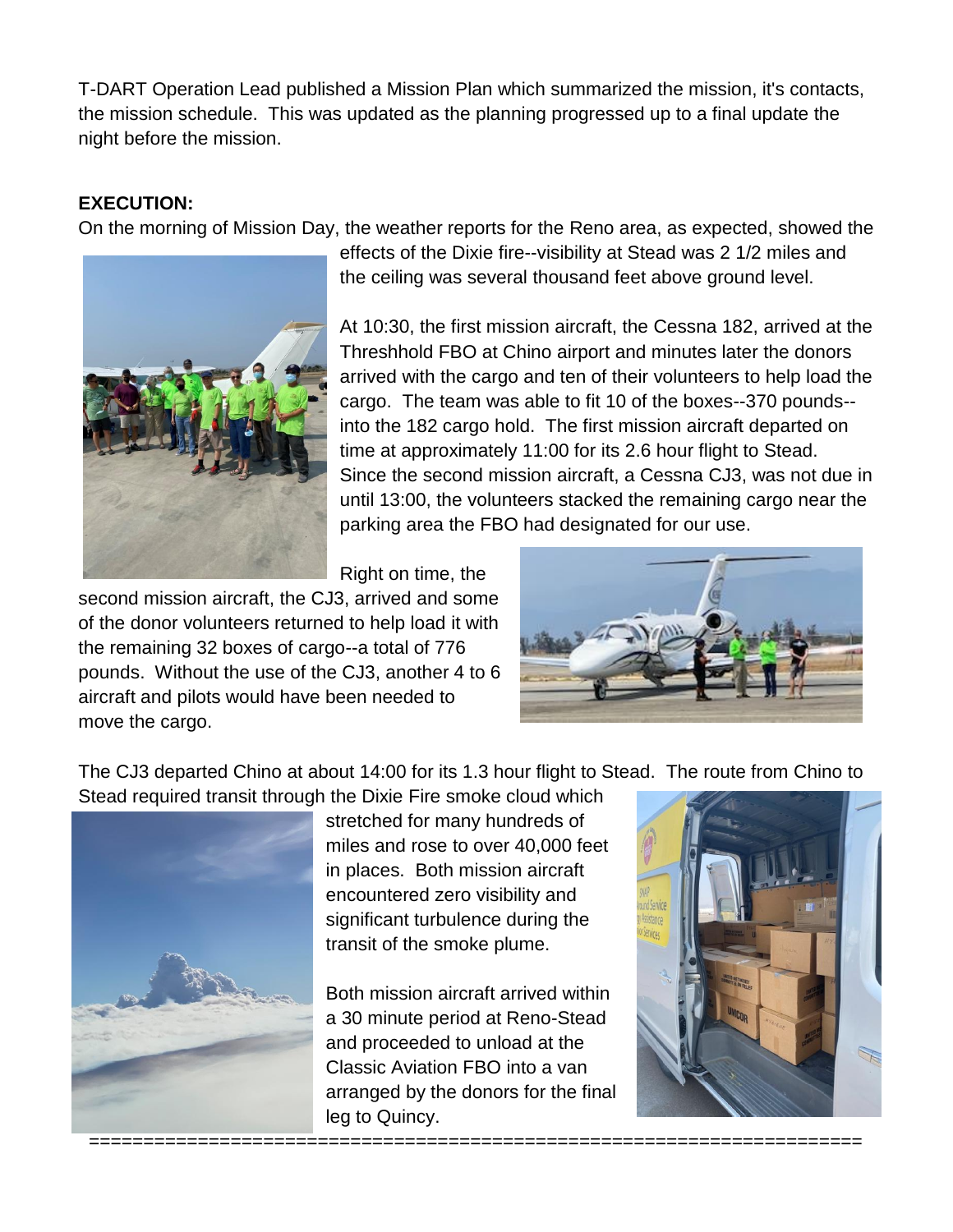T-DART Operation Lead published a Mission Plan which summarized the mission, it's contacts, the mission schedule. This was updated as the planning progressed up to a final update the night before the mission.

**EXECUTION:**

On the morning of Mission Day, the weather reports for the Reno area, as expected, showed the effects of the Dixie fire--visibility at Stead was 2 1/2 miles and the ceiling was several thousand feet above ground level.

At 10:30, the first mission aircraft, the Cessna 182, arrived at the Threshhold FBO at Chino airport and minutes later the donors arrived with the cargo and ten of their volunteers to help load the cargo. The team was able to fit 10 of the boxes--370 pounds--into the 182 cargo hold. The first mission aircraft departed on time at approximately 11:00 for its 2.6 hour flight to Stead. Since the second mission aircraft, a Cessna CJ3, was not due in until 13:00, the volunteers stacked the remaining cargo near the parking area the FBO had designated for our use.

Right on time, the second mission aircraft, the CJ3, arrived and some of the donor volunteers returned to help load it with the remaining 32 boxes of cargo--a total of 776 pounds. Without the use of the CJ3, another 4 to 6 aircraft and pilots would have been needed to move the cargo.

The CJ3 departed Chino at about 14:00 for its 1.3 hour flight to Stead. The route from Chino to Stead required transit through the Dixie Fire smoke cloud which stretched for many hundreds of miles and rose to over 40,000 feet in places. Both mission aircraft encountered zero visibility and significant turbulence during the transit of the smoke plume.

Both mission aircraft arrived within a 30 minute period at Reno-Stead and proceeded to unload at the Classic Aviation FBO into a van arranged by the donors for the final leg to Quincy.

======================================================================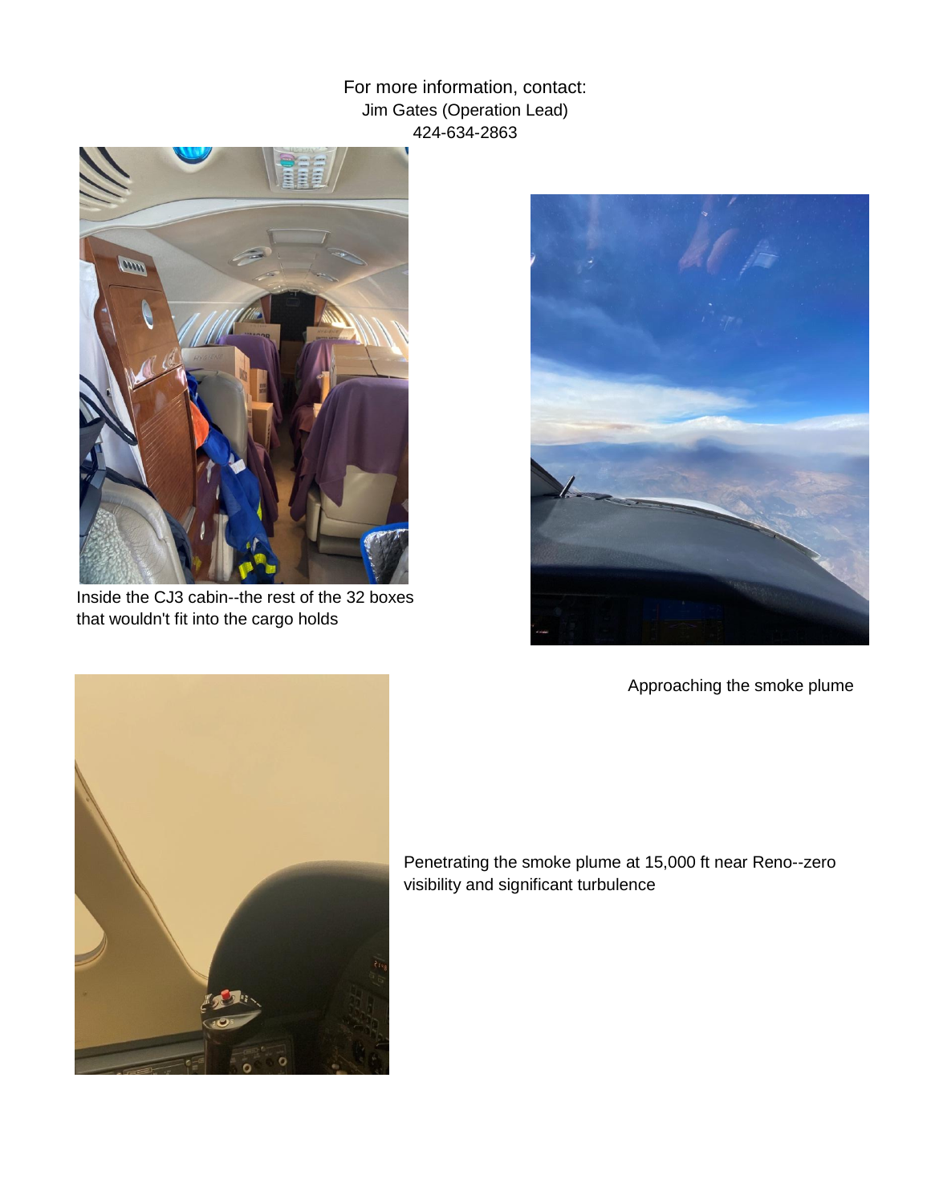For more information, contact:
Jim Gates (Operation Lead)
424-634-2863

Inside the CJ3 cabin--the rest of the 32 boxes that wouldn't fit into the cargo holds

Approaching the smoke plume

Penetrating the smoke plume at 15,000 ft near Reno--zero visibility and significant turbulence